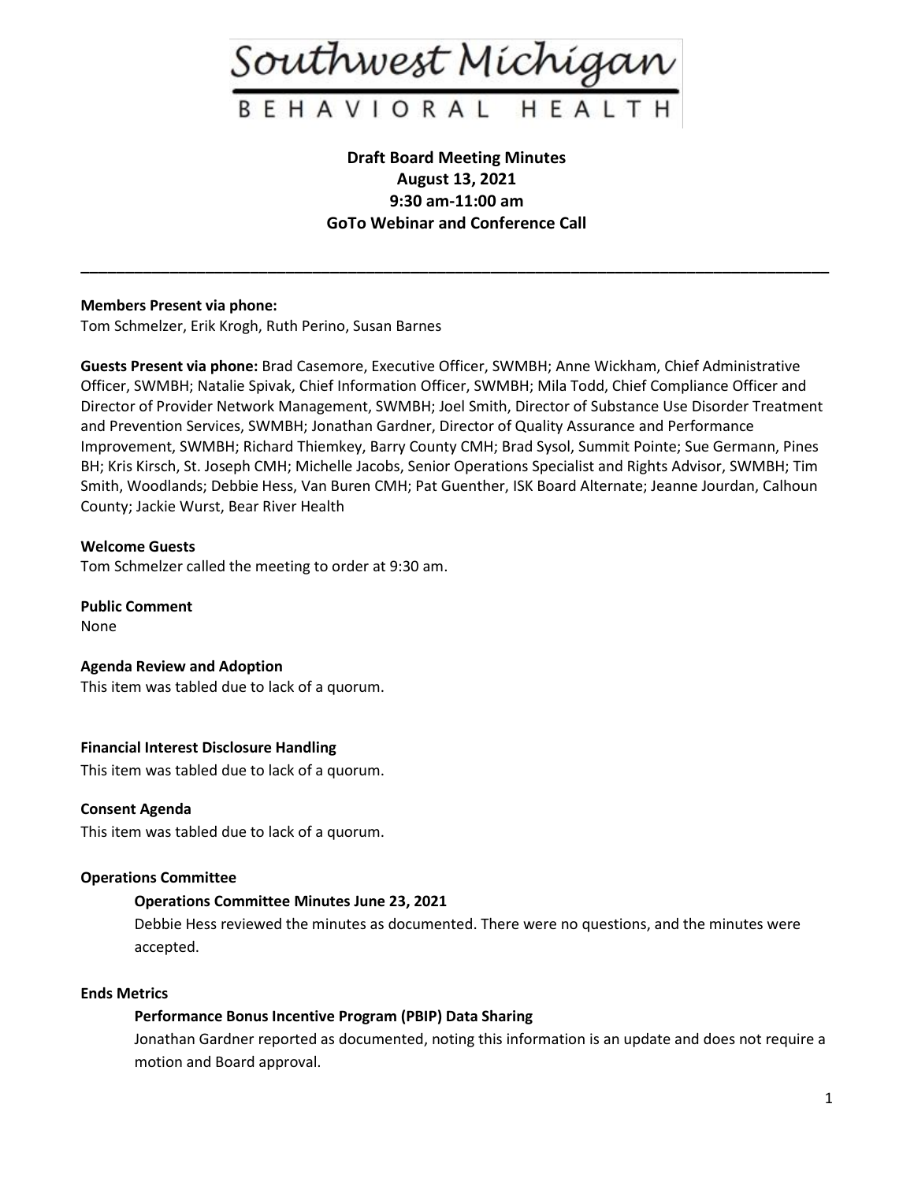Southwest Michigan

BEHAVIORAL HEALTH

**Draft Board Meeting Minutes**
**August 13, 2021**
**9:30 am-11:00 am**
**GoTo Webinar and Conference Call**

---

**Members Present via phone:**
Tom Schmelzer, Erik Krogh, Ruth Perino, Susan Barnes

**Guests Present via phone:** Brad Casemore, Executive Officer, SWMBH; Anne Wickham, Chief Administrative Officer, SWMBH; Natalie Spivak, Chief Information Officer, SWMBH; Mila Todd, Chief Compliance Officer and Director of Provider Network Management, SWMBH; Joel Smith, Director of Substance Use Disorder Treatment and Prevention Services, SWMBH; Jonathan Gardner, Director of Quality Assurance and Performance Improvement, SWMBH; Richard Thiemkey, Barry County CMH; Brad Sysol, Summit Pointe; Sue Germann, Pines BH; Kris Kirsch, St. Joseph CMH; Michelle Jacobs, Senior Operations Specialist and Rights Advisor, SWMBH; Tim Smith, Woodlands; Debbie Hess, Van Buren CMH; Pat Guenther, ISK Board Alternate; Jeanne Jourdan, Calhoun County; Jackie Wurst, Bear River Health

**Welcome Guests**
Tom Schmelzer called the meeting to order at 9:30 am.

**Public Comment**
None

**Agenda Review and Adoption**
This item was tabled due to lack of a quorum.

**Financial Interest Disclosure Handling**
This item was tabled due to lack of a quorum.

**Consent Agenda**
This item was tabled due to lack of a quorum.

**Operations Committee**

**Operations Committee Minutes June 23, 2021**
Debbie Hess reviewed the minutes as documented. There were no questions, and the minutes were accepted.

**Ends Metrics**

**Performance Bonus Incentive Program (PBIP) Data Sharing**
Jonathan Gardner reported as documented, noting this information is an update and does not require a motion and Board approval.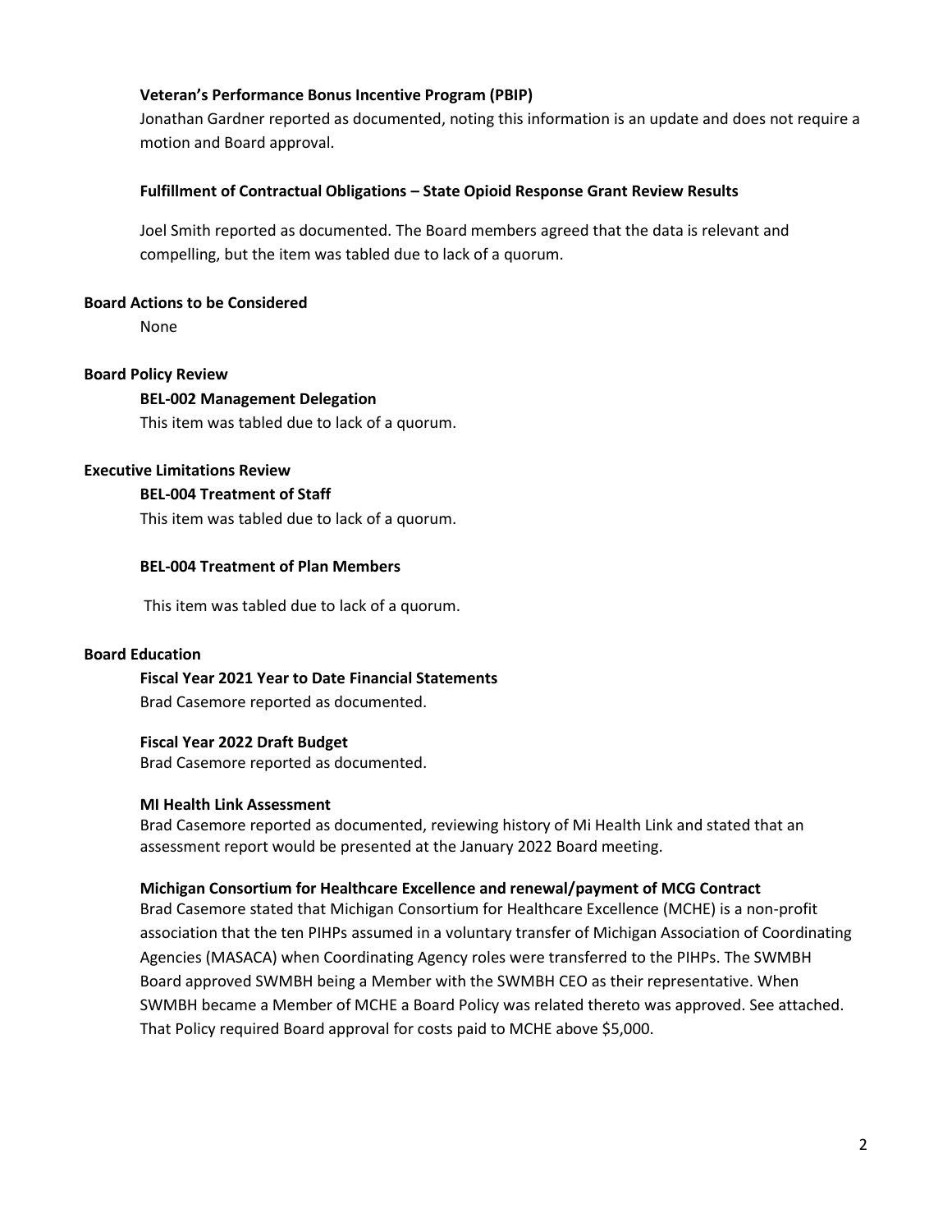**Veteran's Performance Bonus Incentive Program (PBIP)**

Jonathan Gardner reported as documented, noting this information is an update and does not require a motion and Board approval.

**Fulfillment of Contractual Obligations – State Opioid Response Grant Review Results**

Joel Smith reported as documented. The Board members agreed that the data is relevant and compelling, but the item was tabled due to lack of a quorum.

**Board Actions to be Considered**

None

**Board Policy Review**

**BEL-002 Management Delegation**

This item was tabled due to lack of a quorum.

**Executive Limitations Review**

**BEL-004 Treatment of Staff**

This item was tabled due to lack of a quorum.

**BEL-004 Treatment of Plan Members**

This item was tabled due to lack of a quorum.

**Board Education**

**Fiscal Year 2021 Year to Date Financial Statements**

Brad Casemore reported as documented.

**Fiscal Year 2022 Draft Budget**

Brad Casemore reported as documented.

**MI Health Link Assessment**

Brad Casemore reported as documented, reviewing history of Mi Health Link and stated that an assessment report would be presented at the January 2022 Board meeting.

**Michigan Consortium for Healthcare Excellence and renewal/payment of MCG Contract**

Brad Casemore stated that Michigan Consortium for Healthcare Excellence (MCHE) is a non-profit association that the ten PIHPs assumed in a voluntary transfer of Michigan Association of Coordinating Agencies (MASACA) when Coordinating Agency roles were transferred to the PIHPs. The SWMBH Board approved SWMBH being a Member with the SWMBH CEO as their representative. When SWMBH became a Member of MCHE a Board Policy was related thereto was approved. See attached. That Policy required Board approval for costs paid to MCHE above $5,000.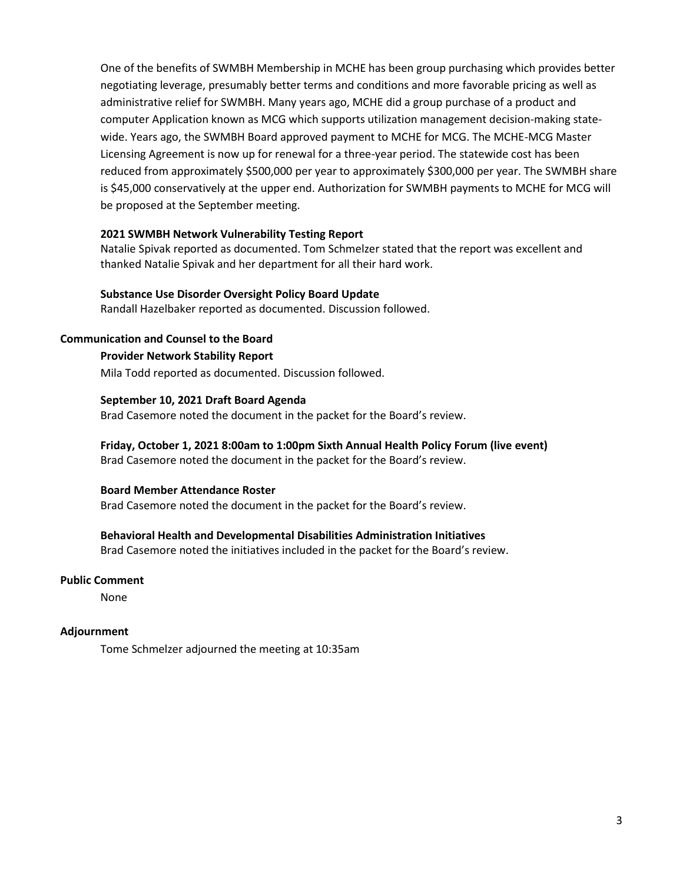One of the benefits of SWMBH Membership in MCHE has been group purchasing which provides better negotiating leverage, presumably better terms and conditions and more favorable pricing as well as administrative relief for SWMBH. Many years ago, MCHE did a group purchase of a product and computer Application known as MCG which supports utilization management decision-making state-wide. Years ago, the SWMBH Board approved payment to MCHE for MCG. The MCHE-MCG Master Licensing Agreement is now up for renewal for a three-year period. The statewide cost has been reduced from approximately \$500,000 per year to approximately \$300,000 per year. The SWMBH share is \$45,000 conservatively at the upper end. Authorization for SWMBH payments to MCHE for MCG will be proposed at the September meeting.

**2021 SWMBH Network Vulnerability Testing Report**

Natalie Spivak reported as documented. Tom Schmelzer stated that the report was excellent and thanked Natalie Spivak and her department for all their hard work.

**Substance Use Disorder Oversight Policy Board Update**

Randall Hazelbaker reported as documented. Discussion followed.

## Communication and Counsel to the Board

**Provider Network Stability Report**

Mila Todd reported as documented. Discussion followed.

**September 10, 2021 Draft Board Agenda**

Brad Casemore noted the document in the packet for the Board's review.

**Friday, October 1, 2021 8:00am to 1:00pm Sixth Annual Health Policy Forum (live event)**

Brad Casemore noted the document in the packet for the Board's review.

**Board Member Attendance Roster**

Brad Casemore noted the document in the packet for the Board's review.

**Behavioral Health and Developmental Disabilities Administration Initiatives**

Brad Casemore noted the initiatives included in the packet for the Board's review.

## Public Comment

None

## Adjournment

Tome Schmelzer adjourned the meeting at 10:35am